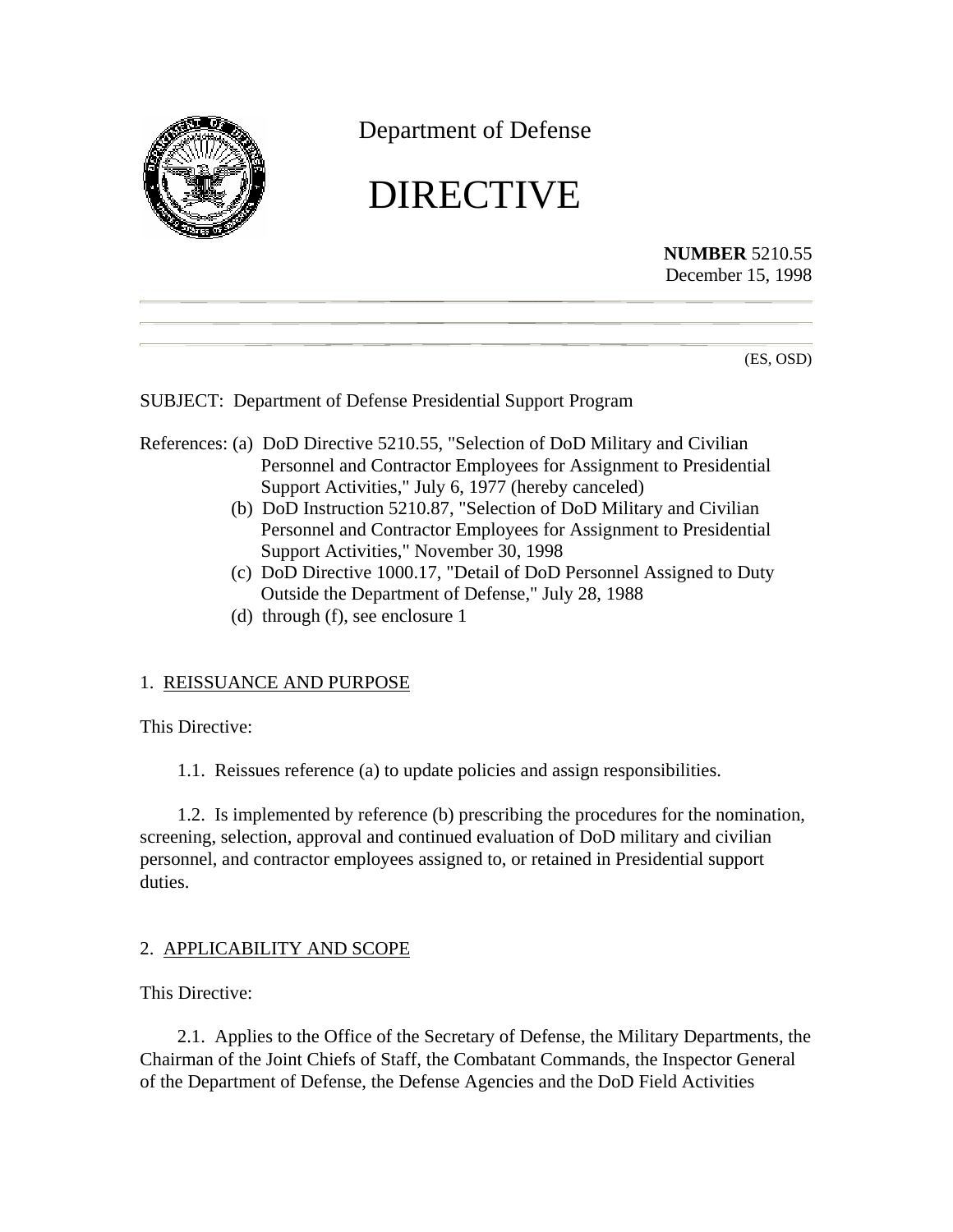Department of Defense

# DIRECTIVE

**NUMBER** 5210.55
December 15, 1998

(ES, OSD)

SUBJECT: Department of Defense Presidential Support Program

References:
(a) DoD Directive 5210.55, "Selection of DoD Military and Civilian Personnel and Contractor Employees for Assignment to Presidential Support Activities," July 6, 1977 (hereby canceled)
(b) DoD Instruction 5210.87, "Selection of DoD Military and Civilian Personnel and Contractor Employees for Assignment to Presidential Support Activities," November 30, 1998
(c) DoD Directive 1000.17, "Detail of DoD Personnel Assigned to Duty Outside the Department of Defense," July 28, 1988
(d) through (f), see enclosure 1

## 1. REISSUANCE AND PURPOSE

This Directive:

1.1. Reissues reference (a) to update policies and assign responsibilities.

1.2. Is implemented by reference (b) prescribing the procedures for the nomination, screening, selection, approval and continued evaluation of DoD military and civilian personnel, and contractor employees assigned to, or retained in Presidential support duties.

## 2. APPLICABILITY AND SCOPE

This Directive:

2.1. Applies to the Office of the Secretary of Defense, the Military Departments, the Chairman of the Joint Chiefs of Staff, the Combatant Commands, the Inspector General of the Department of Defense, the Defense Agencies and the DoD Field Activities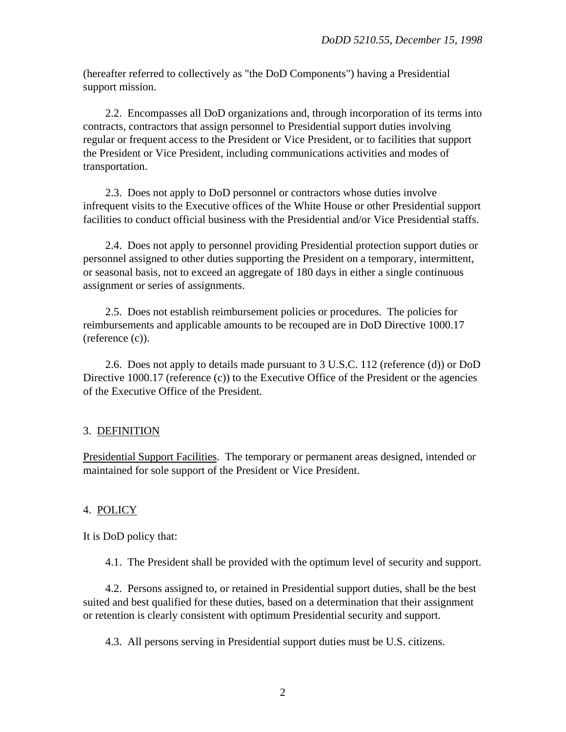(hereafter referred to collectively as "the DoD Components") having a Presidential support mission.

2.2. Encompasses all DoD organizations and, through incorporation of its terms into contracts, contractors that assign personnel to Presidential support duties involving regular or frequent access to the President or Vice President, or to facilities that support the President or Vice President, including communications activities and modes of transportation.

2.3. Does not apply to DoD personnel or contractors whose duties involve infrequent visits to the Executive offices of the White House or other Presidential support facilities to conduct official business with the Presidential and/or Vice Presidential staffs.

2.4. Does not apply to personnel providing Presidential protection support duties or personnel assigned to other duties supporting the President on a temporary, intermittent, or seasonal basis, not to exceed an aggregate of 180 days in either a single continuous assignment or series of assignments.

2.5. Does not establish reimbursement policies or procedures. The policies for reimbursements and applicable amounts to be recouped are in DoD Directive 1000.17 (reference (c)).

2.6. Does not apply to details made pursuant to 3 U.S.C. 112 (reference (d)) or DoD Directive 1000.17 (reference (c)) to the Executive Office of the President or the agencies of the Executive Office of the President.

## 3. DEFINITION

Presidential Support Facilities. The temporary or permanent areas designed, intended or maintained for sole support of the President or Vice President.

## 4. POLICY

It is DoD policy that:

4.1. The President shall be provided with the optimum level of security and support.

4.2. Persons assigned to, or retained in Presidential support duties, shall be the best suited and best qualified for these duties, based on a determination that their assignment or retention is clearly consistent with optimum Presidential security and support.

4.3. All persons serving in Presidential support duties must be U.S. citizens.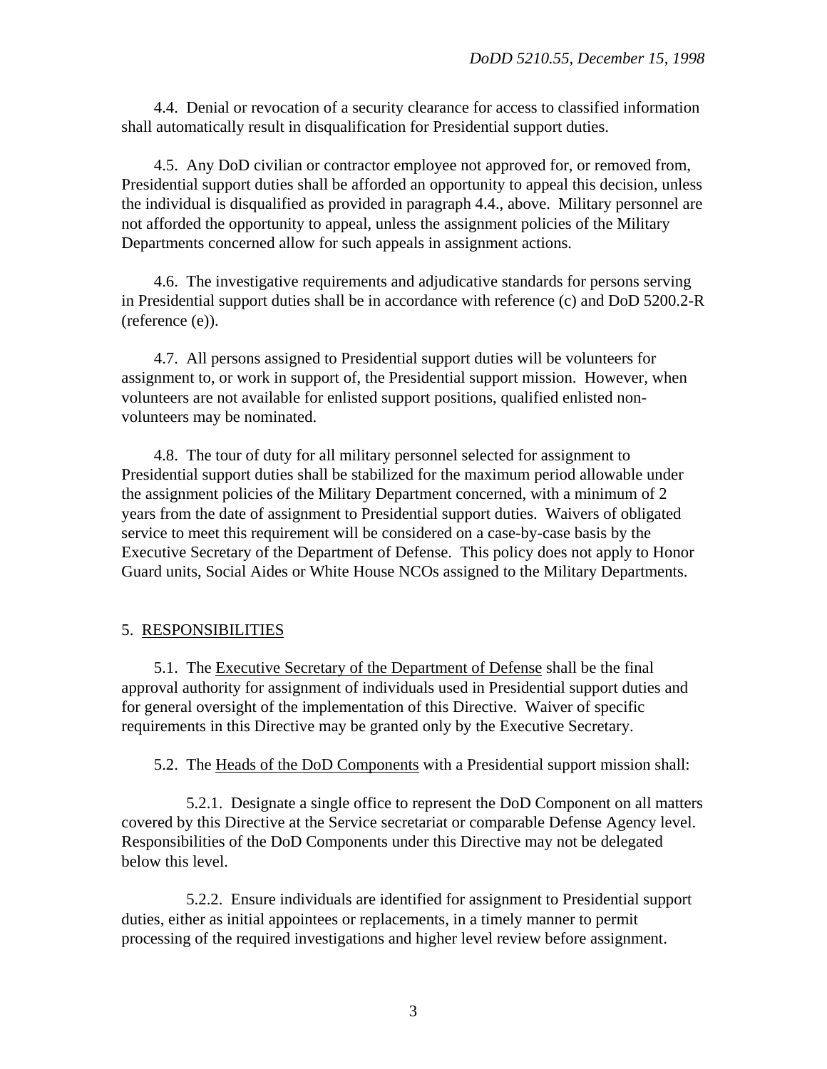4.4. Denial or revocation of a security clearance for access to classified information shall automatically result in disqualification for Presidential support duties.

4.5. Any DoD civilian or contractor employee not approved for, or removed from, Presidential support duties shall be afforded an opportunity to appeal this decision, unless the individual is disqualified as provided in paragraph 4.4., above. Military personnel are not afforded the opportunity to appeal, unless the assignment policies of the Military Departments concerned allow for such appeals in assignment actions.

4.6. The investigative requirements and adjudicative standards for persons serving in Presidential support duties shall be in accordance with reference (c) and DoD 5200.2-R (reference (e)).

4.7. All persons assigned to Presidential support duties will be volunteers for assignment to, or work in support of, the Presidential support mission. However, when volunteers are not available for enlisted support positions, qualified enlisted non-volunteers may be nominated.

4.8. The tour of duty for all military personnel selected for assignment to Presidential support duties shall be stabilized for the maximum period allowable under the assignment policies of the Military Department concerned, with a minimum of 2 years from the date of assignment to Presidential support duties. Waivers of obligated service to meet this requirement will be considered on a case-by-case basis by the Executive Secretary of the Department of Defense. This policy does not apply to Honor Guard units, Social Aides or White House NCOs assigned to the Military Departments.

## 5. RESPONSIBILITIES

5.1. The Executive Secretary of the Department of Defense shall be the final approval authority for assignment of individuals used in Presidential support duties and for general oversight of the implementation of this Directive. Waiver of specific requirements in this Directive may be granted only by the Executive Secretary.

5.2. The Heads of the DoD Components with a Presidential support mission shall:

5.2.1. Designate a single office to represent the DoD Component on all matters covered by this Directive at the Service secretariat or comparable Defense Agency level. Responsibilities of the DoD Components under this Directive may not be delegated below this level.

5.2.2. Ensure individuals are identified for assignment to Presidential support duties, either as initial appointees or replacements, in a timely manner to permit processing of the required investigations and higher level review before assignment.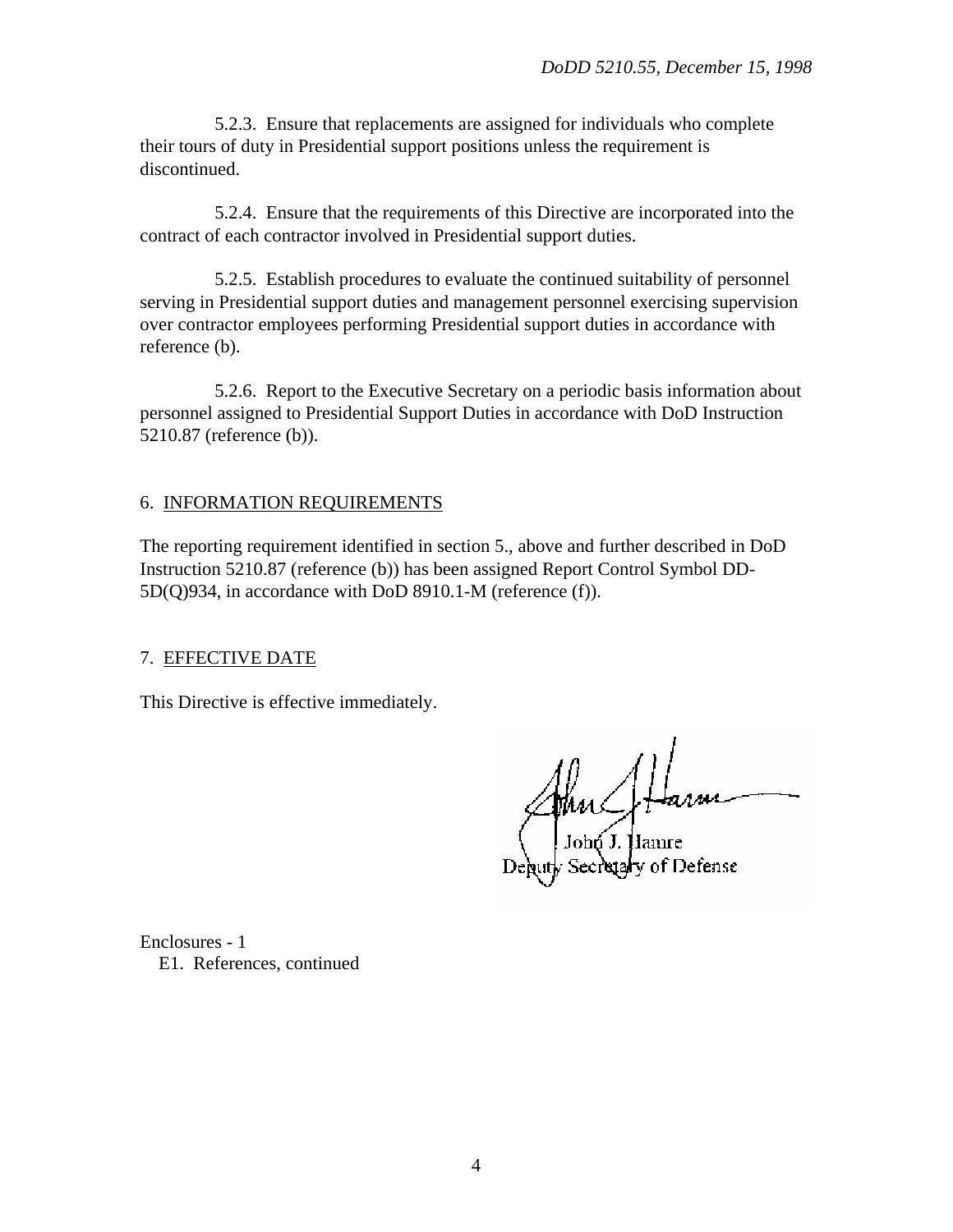5.2.3. Ensure that replacements are assigned for individuals who complete their tours of duty in Presidential support positions unless the requirement is discontinued.

5.2.4. Ensure that the requirements of this Directive are incorporated into the contract of each contractor involved in Presidential support duties.

5.2.5. Establish procedures to evaluate the continued suitability of personnel serving in Presidential support duties and management personnel exercising supervision over contractor employees performing Presidential support duties in accordance with reference (b).

5.2.6. Report to the Executive Secretary on a periodic basis information about personnel assigned to Presidential Support Duties in accordance with DoD Instruction 5210.87 (reference (b)).

## 6. INFORMATION REQUIREMENTS

The reporting requirement identified in section 5., above and further described in DoD Instruction 5210.87 (reference (b)) has been assigned Report Control Symbol DD-5D(Q)934, in accordance with DoD 8910.1-M (reference (f)).

## 7. EFFECTIVE DATE

This Directive is effective immediately.

John J. Hamre
Deputy Secretary of Defense

Enclosures - 1
E1. References, continued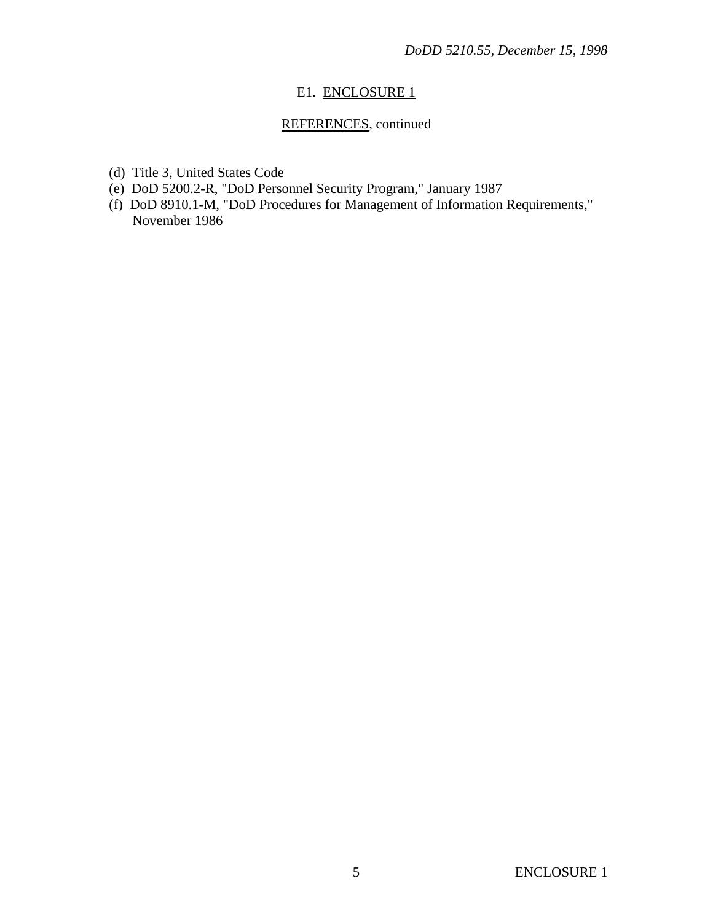## E1. ENCLOSURE 1

### REFERENCES, continued

(d) Title 3, United States Code
(e) DoD 5200.2-R, "DoD Personnel Security Program," January 1987
(f) DoD 8910.1-M, "DoD Procedures for Management of Information Requirements," November 1986